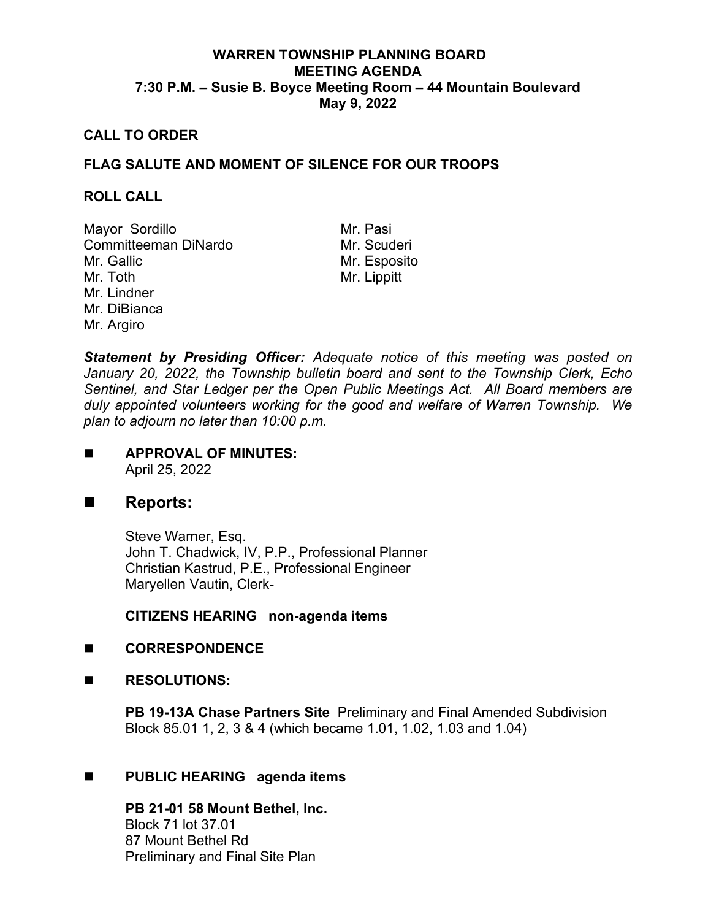# WARREN TOWNSHIP PLANNING BOARD
## MEETING AGENDA
### 7:30 P.M. – Susie B. Boyce Meeting Room – 44 Mountain Boulevard
### May 9, 2022

**CALL TO ORDER**

**FLAG SALUTE AND MOMENT OF SILENCE FOR OUR TROOPS**

**ROLL CALL**

Mayor Sordillo
Committeeman DiNardo
Mr. Gallic
Mr. Toth
Mr. Lindner
Mr. DiBianca
Mr. Argiro
Mr. Pasi
Mr. Scuderi
Mr. Esposito
Mr. Lippitt

***Statement by Presiding Officer:*** *Adequate notice of this meeting was posted on January 20, 2022, the Township bulletin board and sent to the Township Clerk, Echo Sentinel, and Star Ledger per the Open Public Meetings Act. All Board members are duly appointed volunteers working for the good and welfare of Warren Township. We plan to adjourn no later than 10:00 p.m.*

- **APPROVAL OF MINUTES:**
  April 25, 2022

- **Reports:**

  Steve Warner, Esq.
  John T. Chadwick, IV, P.P., Professional Planner
  Christian Kastrud, P.E., Professional Engineer
  Maryellen Vautin, Clerk-

  **CITIZENS HEARING non-agenda items**

- **CORRESPONDENCE**

- **RESOLUTIONS:**

  **PB 19-13A Chase Partners Site** Preliminary and Final Amended Subdivision
  Block 85.01 1, 2, 3 & 4 (which became 1.01, 1.02, 1.03 and 1.04)

- **PUBLIC HEARING agenda items**

  **PB 21-01 58 Mount Bethel, Inc.**
  Block 71 lot 37.01
  87 Mount Bethel Rd
  Preliminary and Final Site Plan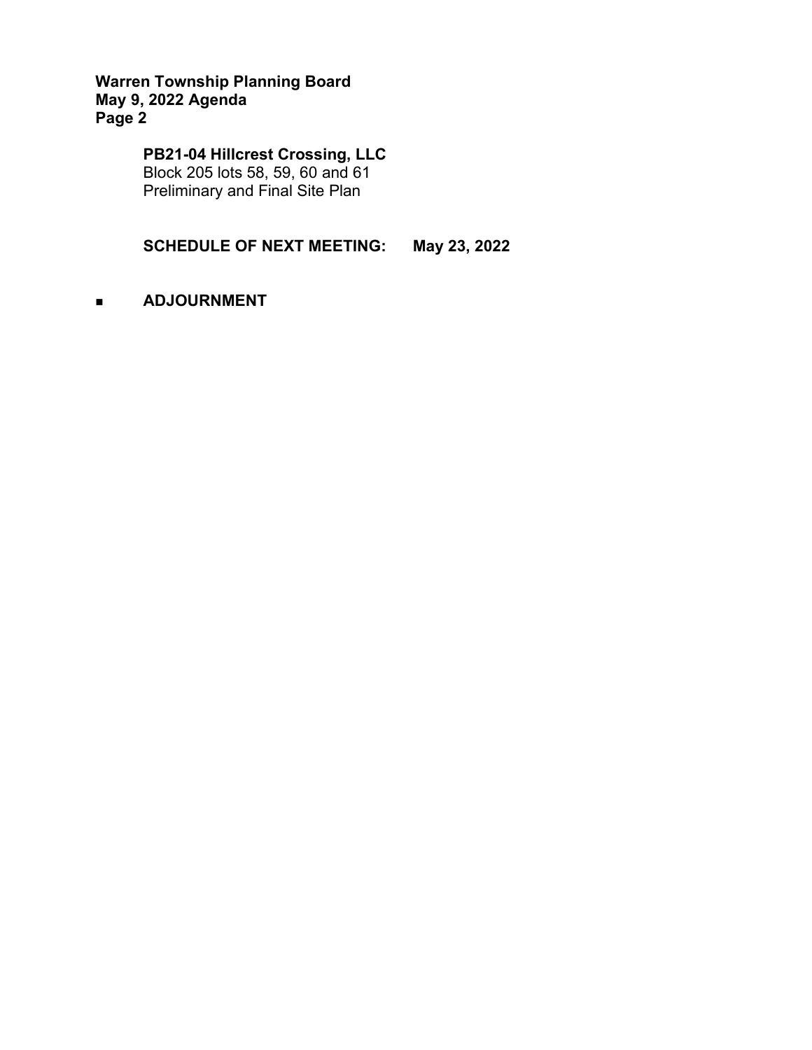**PB21-04 Hillcrest Crossing, LLC**
Block 205 lots 58, 59, 60 and 61
Preliminary and Final Site Plan

**SCHEDULE OF NEXT MEETING: May 23, 2022**

- **ADJOURNMENT**